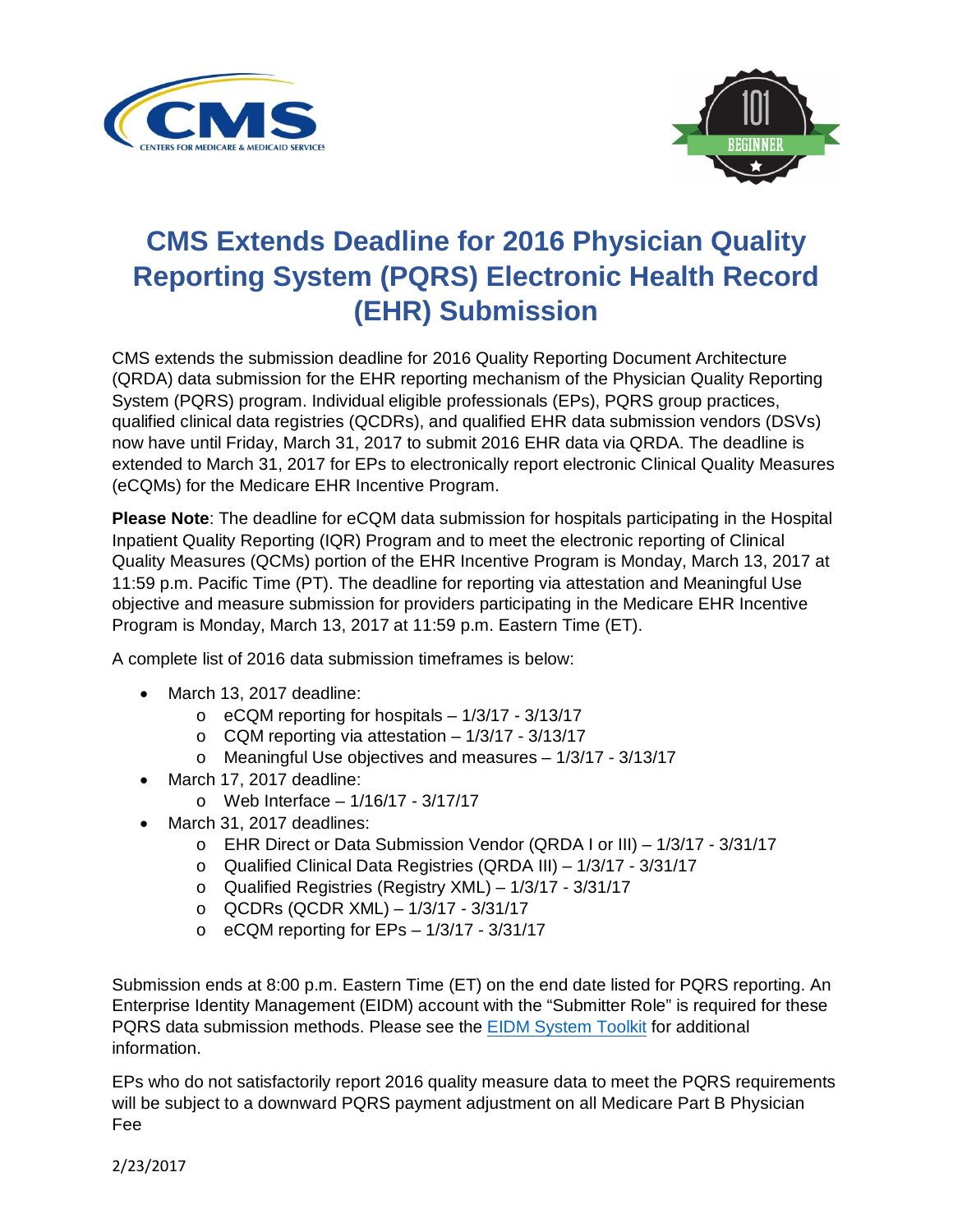# CMS Extends Deadline for 2016 Physician Quality Reporting System (PQRS) Electronic Health Record (EHR) Submission

CMS extends the submission deadline for 2016 Quality Reporting Document Architecture (QRDA) data submission for the EHR reporting mechanism of the Physician Quality Reporting System (PQRS) program. Individual eligible professionals (EPs), PQRS group practices, qualified clinical data registries (QCDRs), and qualified EHR data submission vendors (DSVs) now have until Friday, March 31, 2017 to submit 2016 EHR data via QRDA. The deadline is extended to March 31, 2017 for EPs to electronically report electronic Clinical Quality Measures (eCQMs) for the Medicare EHR Incentive Program.

**Please Note**: The deadline for eCQM data submission for hospitals participating in the Hospital Inpatient Quality Reporting (IQR) Program and to meet the electronic reporting of Clinical Quality Measures (QCMs) portion of the EHR Incentive Program is Monday, March 13, 2017 at 11:59 p.m. Pacific Time (PT). The deadline for reporting via attestation and Meaningful Use objective and measure submission for providers participating in the Medicare EHR Incentive Program is Monday, March 13, 2017 at 11:59 p.m. Eastern Time (ET).

A complete list of 2016 data submission timeframes is below:

- March 13, 2017 deadline:
  - eCQM reporting for hospitals – 1/3/17 - 3/13/17
  - CQM reporting via attestation – 1/3/17 - 3/13/17
  - Meaningful Use objectives and measures – 1/3/17 - 3/13/17
- March 17, 2017 deadline:
  - Web Interface – 1/16/17 - 3/17/17
- March 31, 2017 deadlines:
  - EHR Direct or Data Submission Vendor (QRDA I or III) – 1/3/17 - 3/31/17
  - Qualified Clinical Data Registries (QRDA III) – 1/3/17 - 3/31/17
  - Qualified Registries (Registry XML) – 1/3/17 - 3/31/17
  - QCDRs (QCDR XML) – 1/3/17 - 3/31/17
  - eCQM reporting for EPs – 1/3/17 - 3/31/17

Submission ends at 8:00 p.m. Eastern Time (ET) on the end date listed for PQRS reporting. An Enterprise Identity Management (EIDM) account with the "Submitter Role" is required for these PQRS data submission methods. Please see the [EIDM System Toolkit] for additional information.

EPs who do not satisfactorily report 2016 quality measure data to meet the PQRS requirements will be subject to a downward PQRS payment adjustment on all Medicare Part B Physician Fee

2/23/2017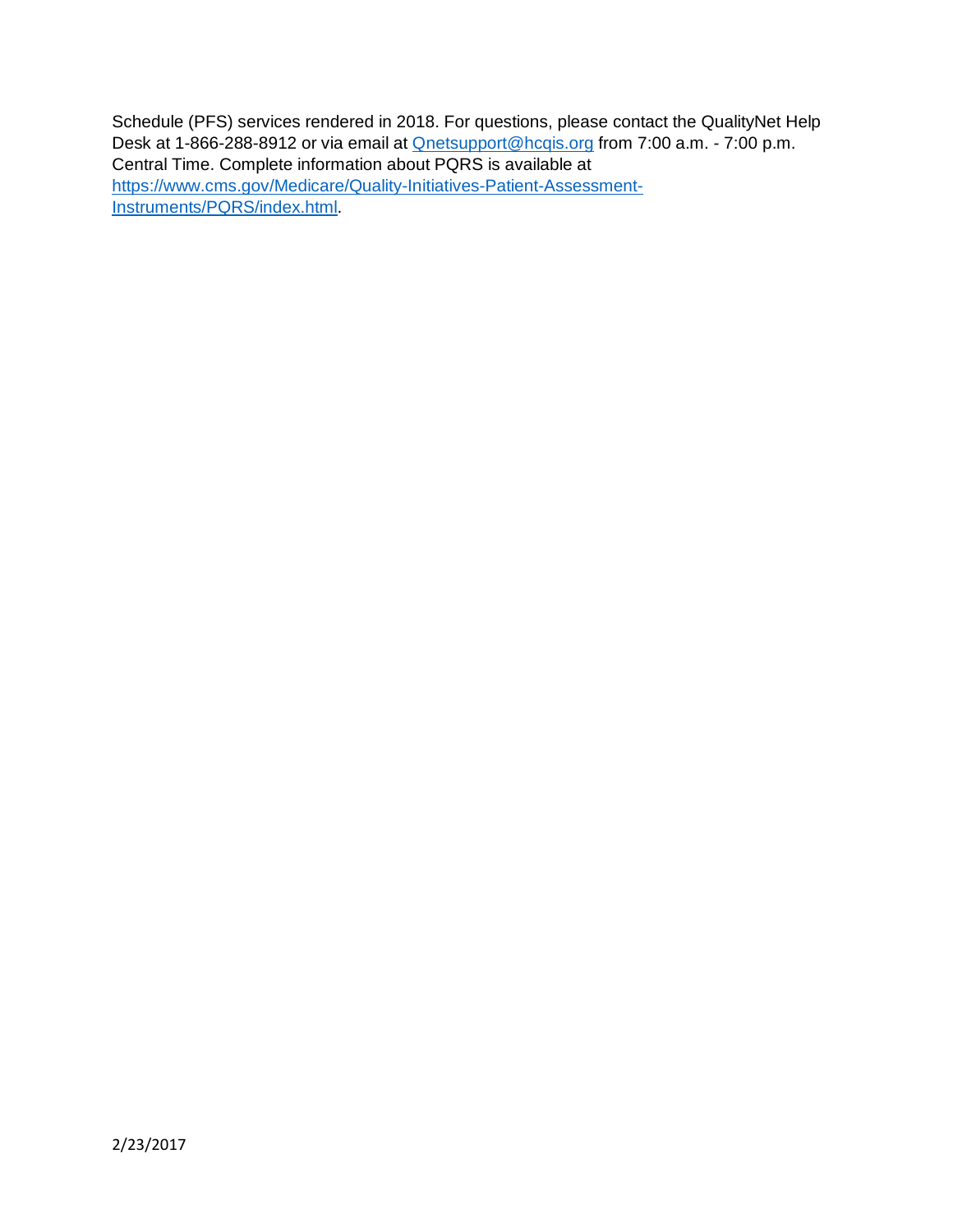Schedule (PFS) services rendered in 2018. For questions, please contact the QualityNet Help Desk at 1-866-288-8912 or via email at Qnetsupport@hcqis.org from 7:00 a.m. - 7:00 p.m. Central Time. Complete information about PQRS is available at https://www.cms.gov/Medicare/Quality-Initiatives-Patient-Assessment-Instruments/PQRS/index.html.

2/23/2017